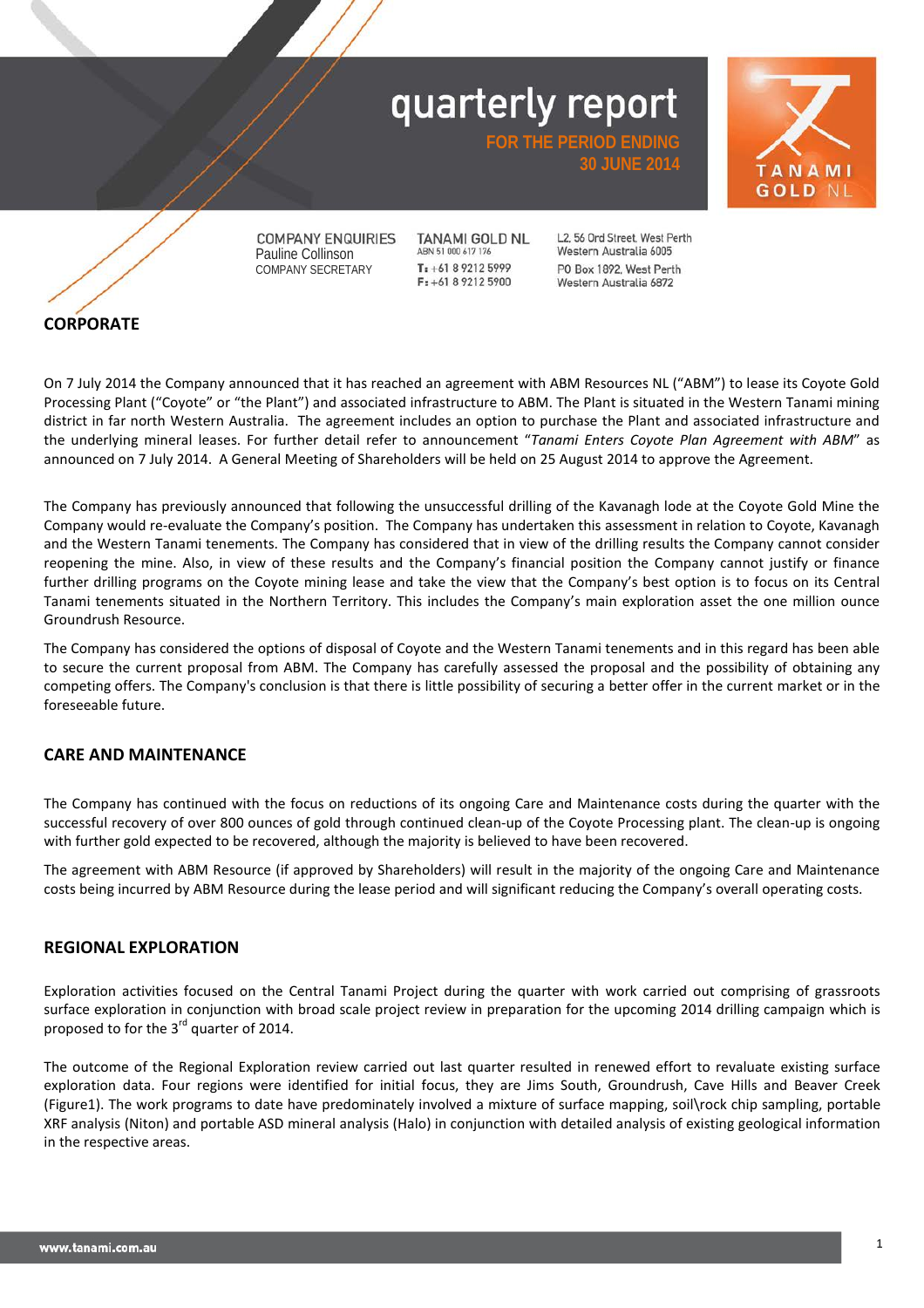# quarterly report

**FOR THE PERIOD ENDING 30 JUNE 2014**

COMPANY ENQUIRIES
Pauline Collinson
COMPANY SECRETARY

TANAMI GOLD NL
ABN 51 000 617 176
T: +61 8 9212 5999
F: +61 8 9212 5900

L2, 56 Ord Street, West Perth
Western Australia 6005
PO Box 1892, West Perth
Western Australia 6872

## CORPORATE

On 7 July 2014 the Company announced that it has reached an agreement with ABM Resources NL ("ABM") to lease its Coyote Gold Processing Plant ("Coyote" or "the Plant") and associated infrastructure to ABM. The Plant is situated in the Western Tanami mining district in far north Western Australia. The agreement includes an option to purchase the Plant and associated infrastructure and the underlying mineral leases. For further detail refer to announcement "*Tanami Enters Coyote Plan Agreement with ABM*" as announced on 7 July 2014. A General Meeting of Shareholders will be held on 25 August 2014 to approve the Agreement.

The Company has previously announced that following the unsuccessful drilling of the Kavanagh lode at the Coyote Gold Mine the Company would re-evaluate the Company's position. The Company has undertaken this assessment in relation to Coyote, Kavanagh and the Western Tanami tenements. The Company has considered that in view of the drilling results the Company cannot consider reopening the mine. Also, in view of these results and the Company's financial position the Company cannot justify or finance further drilling programs on the Coyote mining lease and take the view that the Company's best option is to focus on its Central Tanami tenements situated in the Northern Territory. This includes the Company's main exploration asset the one million ounce Groundrush Resource.

The Company has considered the options of disposal of Coyote and the Western Tanami tenements and in this regard has been able to secure the current proposal from ABM. The Company has carefully assessed the proposal and the possibility of obtaining any competing offers. The Company's conclusion is that there is little possibility of securing a better offer in the current market or in the foreseeable future.

## CARE AND MAINTENANCE

The Company has continued with the focus on reductions of its ongoing Care and Maintenance costs during the quarter with the successful recovery of over 800 ounces of gold through continued clean-up of the Coyote Processing plant. The clean-up is ongoing with further gold expected to be recovered, although the majority is believed to have been recovered.

The agreement with ABM Resource (if approved by Shareholders) will result in the majority of the ongoing Care and Maintenance costs being incurred by ABM Resource during the lease period and will significant reducing the Company's overall operating costs.

## REGIONAL EXPLORATION

Exploration activities focused on the Central Tanami Project during the quarter with work carried out comprising of grassroots surface exploration in conjunction with broad scale project review in preparation for the upcoming 2014 drilling campaign which is proposed to for the 3rd quarter of 2014.

The outcome of the Regional Exploration review carried out last quarter resulted in renewed effort to revaluate existing surface exploration data. Four regions were identified for initial focus, they are Jims South, Groundrush, Cave Hills and Beaver Creek (Figure1). The work programs to date have predominately involved a mixture of surface mapping, soil\rock chip sampling, portable XRF analysis (Niton) and portable ASD mineral analysis (Halo) in conjunction with detailed analysis of existing geological information in the respective areas.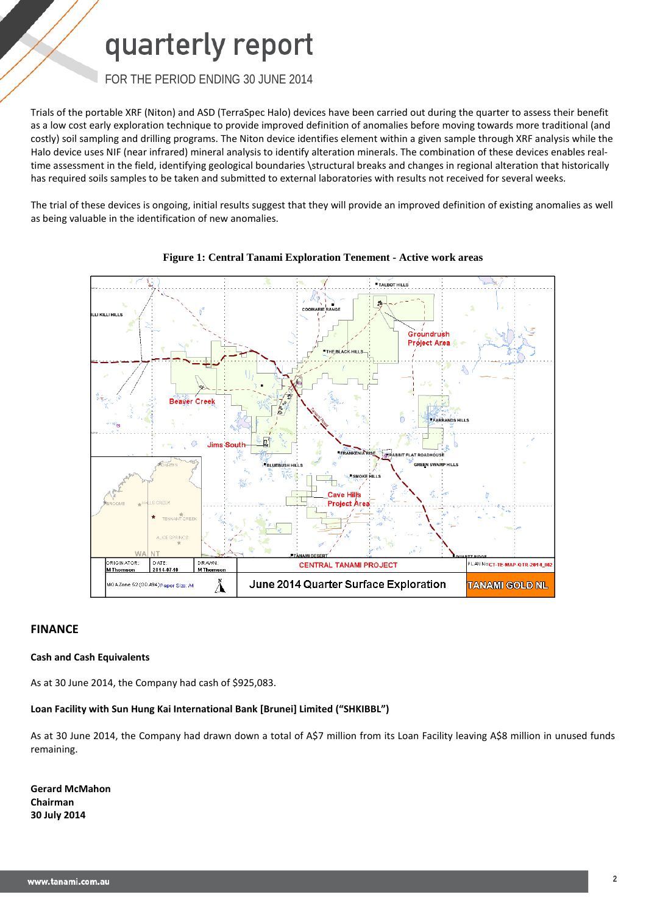Trials of the portable XRF (Niton) and ASD (TerraSpec Halo) devices have been carried out during the quarter to assess their benefit as a low cost early exploration technique to provide improved definition of anomalies before moving towards more traditional (and costly) soil sampling and drilling programs. The Niton device identifies element within a given sample through XRF analysis while the Halo device uses NIF (near infrared) mineral analysis to identify alteration minerals. The combination of these devices enables real-time assessment in the field, identifying geological boundaries \structural breaks and changes in regional alteration that historically has required soils samples to be taken and submitted to external laboratories with results not received for several weeks.

The trial of these devices is ongoing, initial results suggest that they will provide an improved definition of existing anomalies as well as being valuable in the identification of new anomalies.

**Figure 1: Central Tanami Exploration Tenement - Active work areas**

## FINANCE

### Cash and Cash Equivalents

As at 30 June 2014, the Company had cash of $925,083.

### Loan Facility with Sun Hung Kai International Bank [Brunei] Limited ("SHKIBBL")

As at 30 June 2014, the Company had drawn down a total of A$7 million from its Loan Facility leaving A$8 million in unused funds remaining.

**Gerard McMahon**
**Chairman**
**30 July 2014**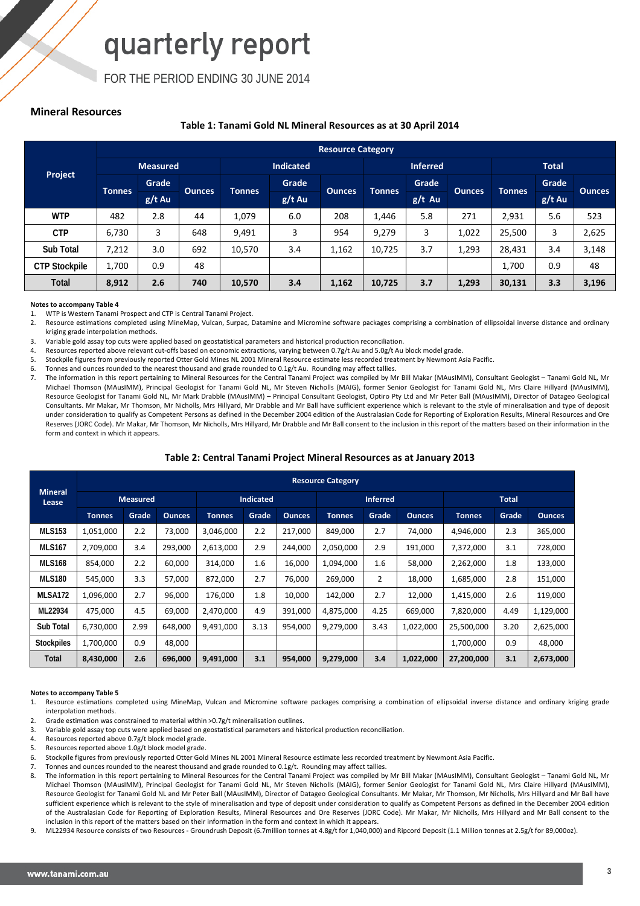# quarterly report

FOR THE PERIOD ENDING 30 JUNE 2014

## Mineral Resources

**Table 1: Tanami Gold NL Mineral Resources as at 30 April 2014**

| Project | Resource Category | | | | | | | | | | | |
|---|---|---|---|---|---|---|---|---|---|---|---|---|
| | Measured | | | Indicated | | | Inferred | | | Total | | |
| | Tonnes | Grade g/t Au | Ounces | Tonnes | Grade g/t Au | Ounces | Tonnes | Grade g/t Au | Ounces | Tonnes | Grade g/t Au | Ounces |
| **WTP** | 482 | 2.8 | 44 | 1,079 | 6.0 | 208 | 1,446 | 5.8 | 271 | 2,931 | 5.6 | 523 |
| **CTP** | 6,730 | 3 | 648 | 9,491 | 3 | 954 | 9,279 | 3 | 1,022 | 25,500 | 3 | 2,625 |
| **Sub Total** | 7,212 | 3.0 | 692 | 10,570 | 3.4 | 1,162 | 10,725 | 3.7 | 1,293 | 28,431 | 3.4 | 3,148 |
| **CTP Stockpile** | 1,700 | 0.9 | 48 | | | | | | | 1,700 | 0.9 | 48 |
| **Total** | **8,912** | **2.6** | **740** | **10,570** | **3.4** | **1,162** | **10,725** | **3.7** | **1,293** | **30,131** | **3.3** | **3,196** |

**Notes to accompany Table 4**

1. WTP is Western Tanami Prospect and CTP is Central Tanami Project.
2. Resource estimations completed using MineMap, Vulcan, Surpac, Datamine and Micromine software packages comprising a combination of ellipsoidal inverse distance and ordinary kriging grade interpolation methods.
3. Variable gold assay top cuts were applied based on geostatistical parameters and historical production reconciliation.
4. Resources reported above relevant cut-offs based on economic extractions, varying between 0.7g/t Au and 5.0g/t Au block model grade.
5. Stockpile figures from previously reported Otter Gold Mines NL 2001 Mineral Resource estimate less recorded treatment by Newmont Asia Pacific.
6. Tonnes and ounces rounded to the nearest thousand and grade rounded to 0.1g/t Au. Rounding may affect tallies.
7. The information in this report pertaining to Mineral Resources for the Central Tanami Project was compiled by Mr Bill Makar (MAusIMM), Consultant Geologist – Tanami Gold NL, Mr Michael Thomson (MAusIMM), Principal Geologist for Tanami Gold NL, Mr Steven Nicholls (MAIG), former Senior Geologist for Tanami Gold NL, Mrs Claire Hillyard (MAusIMM), Resource Geologist for Tanami Gold NL, Mr Mark Drabble (MAusIMM) – Principal Consultant Geologist, Optiro Pty Ltd and Mr Peter Ball (MAusIMM), Director of Datageo Geological Consultants. Mr Makar, Mr Thomson, Mr Nicholls, Mrs Hillyard, Mr Drabble and Mr Ball have sufficient experience which is relevant to the style of mineralisation and type of deposit under consideration to qualify as Competent Persons as defined in the December 2004 edition of the Australasian Code for Reporting of Exploration Results, Mineral Resources and Ore Reserves (JORC Code). Mr Makar, Mr Thomson, Mr Nicholls, Mrs Hillyard, Mr Drabble and Mr Ball consent to the inclusion in this report of the matters based on their information in the form and context in which it appears.

**Table 2: Central Tanami Project Mineral Resources as at January 2013**

| Mineral Lease | Resource Category | | | | | | | | | | | |
|---|---|---|---|---|---|---|---|---|---|---|---|---|
| | Measured | | | Indicated | | | Inferred | | | Total | | |
| | Tonnes | Grade | Ounces | Tonnes | Grade | Ounces | Tonnes | Grade | Ounces | Tonnes | Grade | Ounces |
| **MLS153** | 1,051,000 | 2.2 | 73,000 | 3,046,000 | 2.2 | 217,000 | 849,000 | 2.7 | 74,000 | 4,946,000 | 2.3 | 365,000 |
| **MLS167** | 2,709,000 | 3.4 | 293,000 | 2,613,000 | 2.9 | 244,000 | 2,050,000 | 2.9 | 191,000 | 7,372,000 | 3.1 | 728,000 |
| **MLS168** | 854,000 | 2.2 | 60,000 | 314,000 | 1.6 | 16,000 | 1,094,000 | 1.6 | 58,000 | 2,262,000 | 1.8 | 133,000 |
| **MLS180** | 545,000 | 3.3 | 57,000 | 872,000 | 2.7 | 76,000 | 269,000 | 2 | 18,000 | 1,685,000 | 2.8 | 151,000 |
| **MLSA172** | 1,096,000 | 2.7 | 96,000 | 176,000 | 1.8 | 10,000 | 142,000 | 2.7 | 12,000 | 1,415,000 | 2.6 | 119,000 |
| **ML22934** | 475,000 | 4.5 | 69,000 | 2,470,000 | 4.9 | 391,000 | 4,875,000 | 4.25 | 669,000 | 7,820,000 | 4.49 | 1,129,000 |
| **Sub Total** | 6,730,000 | 2.99 | 648,000 | 9,491,000 | 3.13 | 954,000 | 9,279,000 | 3.43 | 1,022,000 | 25,500,000 | 3.20 | 2,625,000 |
| **Stockpiles** | 1,700,000 | 0.9 | 48,000 | | | | | | | 1,700,000 | 0.9 | 48,000 |
| **Total** | **8,430,000** | **2.6** | **696,000** | **9,491,000** | **3.1** | **954,000** | **9,279,000** | **3.4** | **1,022,000** | **27,200,000** | **3.1** | **2,673,000** |

**Notes to accompany Table 5**

1. Resource estimations completed using MineMap, Vulcan and Micromine software packages comprising a combination of ellipsoidal inverse distance and ordinary kriging grade interpolation methods.
2. Grade estimation was constrained to material within >0.7g/t mineralisation outlines.
3. Variable gold assay top cuts were applied based on geostatistical parameters and historical production reconciliation.
4. Resources reported above 0.7g/t block model grade.
5. Resources reported above 1.0g/t block model grade.
6. Stockpile figures from previously reported Otter Gold Mines NL 2001 Mineral Resource estimate less recorded treatment by Newmont Asia Pacific.
7. Tonnes and ounces rounded to the nearest thousand and grade rounded to 0.1g/t. Rounding may affect tallies.
8. The information in this report pertaining to Mineral Resources for the Central Tanami Project was compiled by Mr Bill Makar (MAusIMM), Consultant Geologist – Tanami Gold NL, Mr Michael Thomson (MAusIMM), Principal Geologist for Tanami Gold NL, Mr Steven Nicholls (MAIG), former Senior Geologist for Tanami Gold NL, Mrs Claire Hillyard (MAusIMM), Resource Geologist for Tanami Gold NL and Mr Peter Ball (MAusIMM), Director of Datageo Geological Consultants. Mr Makar, Mr Thomson, Mr Nicholls, Mrs Hillyard and Mr Ball have sufficient experience which is relevant to the style of mineralisation and type of deposit under consideration to qualify as Competent Persons as defined in the December 2004 edition of the Australasian Code for Reporting of Exploration Results, Mineral Resources and Ore Reserves (JORC Code). Mr Makar, Mr Nicholls, Mrs Hillyard and Mr Ball consent to the inclusion in this report of the matters based on their information in the form and context in which it appears.
9. ML22934 Resource consists of two Resources - Groundrush Deposit (6.7million tonnes at 4.8g/t for 1,040,000) and Ripcord Deposit (1.1 Million tonnes at 2.5g/t for 89,000oz).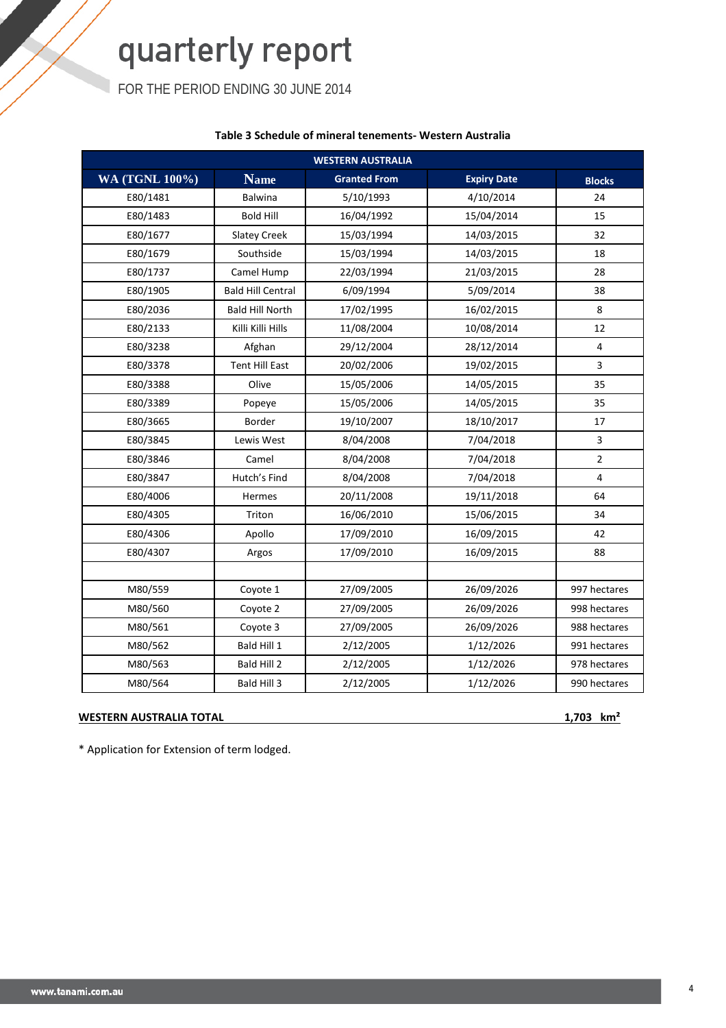# quarterly report

FOR THE PERIOD ENDING 30 JUNE 2014

**Table 3 Schedule of mineral tenements- Western Australia**

| WESTERN AUSTRALIA | | | | |
|---|---|---|---|---|
| **WA (TGNL 100%)** | **Name** | **Granted From** | **Expiry Date** | **Blocks** |
| E80/1481 | Balwina | 5/10/1993 | 4/10/2014 | 24 |
| E80/1483 | Bold Hill | 16/04/1992 | 15/04/2014 | 15 |
| E80/1677 | Slatey Creek | 15/03/1994 | 14/03/2015 | 32 |
| E80/1679 | Southside | 15/03/1994 | 14/03/2015 | 18 |
| E80/1737 | Camel Hump | 22/03/1994 | 21/03/2015 | 28 |
| E80/1905 | Bald Hill Central | 6/09/1994 | 5/09/2014 | 38 |
| E80/2036 | Bald Hill North | 17/02/1995 | 16/02/2015 | 8 |
| E80/2133 | Killi Killi Hills | 11/08/2004 | 10/08/2014 | 12 |
| E80/3238 | Afghan | 29/12/2004 | 28/12/2014 | 4 |
| E80/3378 | Tent Hill East | 20/02/2006 | 19/02/2015 | 3 |
| E80/3388 | Olive | 15/05/2006 | 14/05/2015 | 35 |
| E80/3389 | Popeye | 15/05/2006 | 14/05/2015 | 35 |
| E80/3665 | Border | 19/10/2007 | 18/10/2017 | 17 |
| E80/3845 | Lewis West | 8/04/2008 | 7/04/2018 | 3 |
| E80/3846 | Camel | 8/04/2008 | 7/04/2018 | 2 |
| E80/3847 | Hutch's Find | 8/04/2008 | 7/04/2018 | 4 |
| E80/4006 | Hermes | 20/11/2008 | 19/11/2018 | 64 |
| E80/4305 | Triton | 16/06/2010 | 15/06/2015 | 34 |
| E80/4306 | Apollo | 17/09/2010 | 16/09/2015 | 42 |
| E80/4307 | Argos | 17/09/2010 | 16/09/2015 | 88 |
| | | | | |
| M80/559 | Coyote 1 | 27/09/2005 | 26/09/2026 | 997 hectares |
| M80/560 | Coyote 2 | 27/09/2005 | 26/09/2026 | 998 hectares |
| M80/561 | Coyote 3 | 27/09/2005 | 26/09/2026 | 988 hectares |
| M80/562 | Bald Hill 1 | 2/12/2005 | 1/12/2026 | 991 hectares |
| M80/563 | Bald Hill 2 | 2/12/2005 | 1/12/2026 | 978 hectares |
| M80/564 | Bald Hill 3 | 2/12/2005 | 1/12/2026 | 990 hectares |

**WESTERN AUSTRALIA TOTAL** **1,703 km²**

* Application for Extension of term lodged.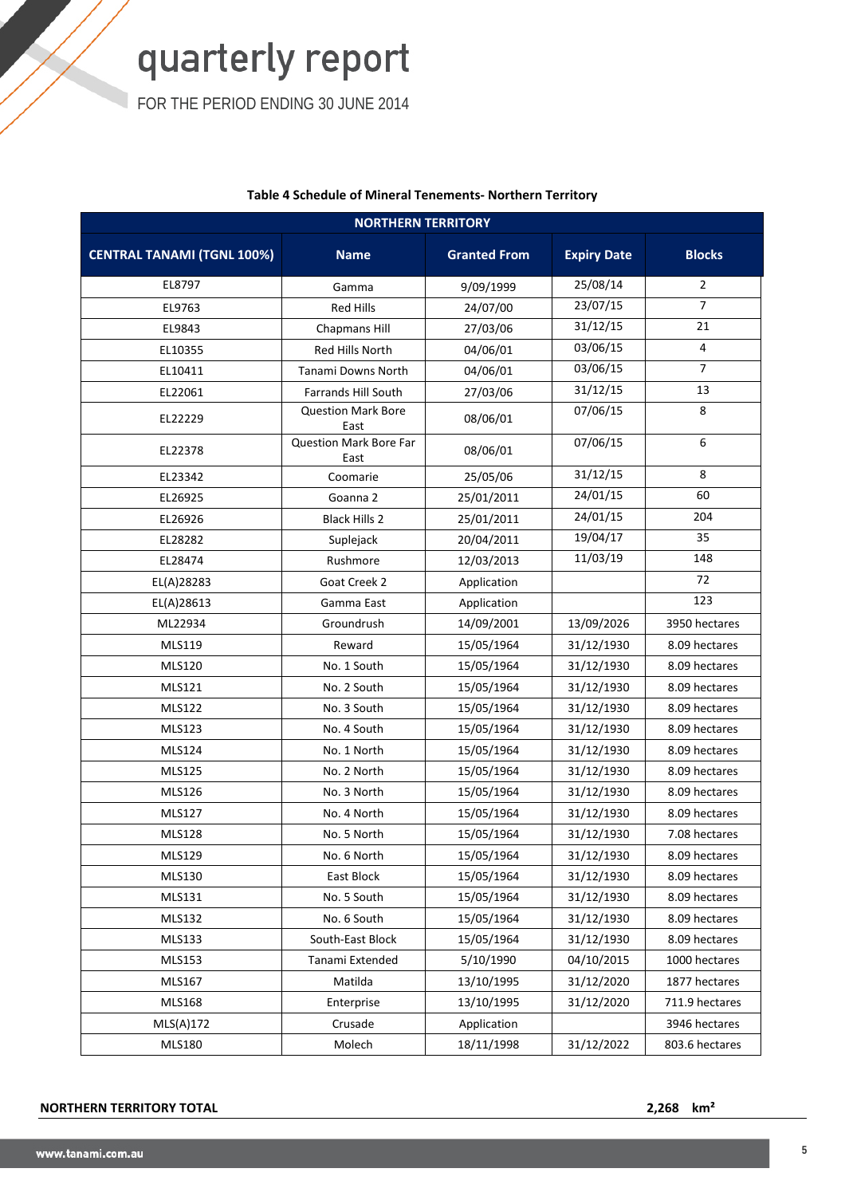**Table 4 Schedule of Mineral Tenements- Northern Territory**

| NORTHERN TERRITORY | | | | |
|---|---|---|---|---|
| **CENTRAL TANAMI (TGNL 100%)** | **Name** | **Granted From** | **Expiry Date** | **Blocks** |
| EL8797 | Gamma | 9/09/1999 | 25/08/14 | 2 |
| EL9763 | Red Hills | 24/07/00 | 23/07/15 | 7 |
| EL9843 | Chapmans Hill | 27/03/06 | 31/12/15 | 21 |
| EL10355 | Red Hills North | 04/06/01 | 03/06/15 | 4 |
| EL10411 | Tanami Downs North | 04/06/01 | 03/06/15 | 7 |
| EL22061 | Farrands Hill South | 27/03/06 | 31/12/15 | 13 |
| EL22229 | Question Mark Bore East | 08/06/01 | 07/06/15 | 8 |
| EL22378 | Question Mark Bore Far East | 08/06/01 | 07/06/15 | 6 |
| EL23342 | Coomarie | 25/05/06 | 31/12/15 | 8 |
| EL26925 | Goanna 2 | 25/01/2011 | 24/01/15 | 60 |
| EL26926 | Black Hills 2 | 25/01/2011 | 24/01/15 | 204 |
| EL28282 | Suplejack | 20/04/2011 | 19/04/17 | 35 |
| EL28474 | Rushmore | 12/03/2013 | 11/03/19 | 148 |
| EL(A)28283 | Goat Creek 2 | Application | | 72 |
| EL(A)28613 | Gamma East | Application | | 123 |
| ML22934 | Groundrush | 14/09/2001 | 13/09/2026 | 3950 hectares |
| MLS119 | Reward | 15/05/1964 | 31/12/1930 | 8.09 hectares |
| MLS120 | No. 1 South | 15/05/1964 | 31/12/1930 | 8.09 hectares |
| MLS121 | No. 2 South | 15/05/1964 | 31/12/1930 | 8.09 hectares |
| MLS122 | No. 3 South | 15/05/1964 | 31/12/1930 | 8.09 hectares |
| MLS123 | No. 4 South | 15/05/1964 | 31/12/1930 | 8.09 hectares |
| MLS124 | No. 1 North | 15/05/1964 | 31/12/1930 | 8.09 hectares |
| MLS125 | No. 2 North | 15/05/1964 | 31/12/1930 | 8.09 hectares |
| MLS126 | No. 3 North | 15/05/1964 | 31/12/1930 | 8.09 hectares |
| MLS127 | No. 4 North | 15/05/1964 | 31/12/1930 | 8.09 hectares |
| MLS128 | No. 5 North | 15/05/1964 | 31/12/1930 | 7.08 hectares |
| MLS129 | No. 6 North | 15/05/1964 | 31/12/1930 | 8.09 hectares |
| MLS130 | East Block | 15/05/1964 | 31/12/1930 | 8.09 hectares |
| MLS131 | No. 5 South | 15/05/1964 | 31/12/1930 | 8.09 hectares |
| MLS132 | No. 6 South | 15/05/1964 | 31/12/1930 | 8.09 hectares |
| MLS133 | South-East Block | 15/05/1964 | 31/12/1930 | 8.09 hectares |
| MLS153 | Tanami Extended | 5/10/1990 | 04/10/2015 | 1000 hectares |
| MLS167 | Matilda | 13/10/1995 | 31/12/2020 | 1877 hectares |
| MLS168 | Enterprise | 13/10/1995 | 31/12/2020 | 711.9 hectares |
| MLS(A)172 | Crusade | Application | | 3946 hectares |
| MLS180 | Molech | 18/11/1998 | 31/12/2022 | 803.6 hectares |

**NORTHERN TERRITORY TOTAL** **2,268 km²**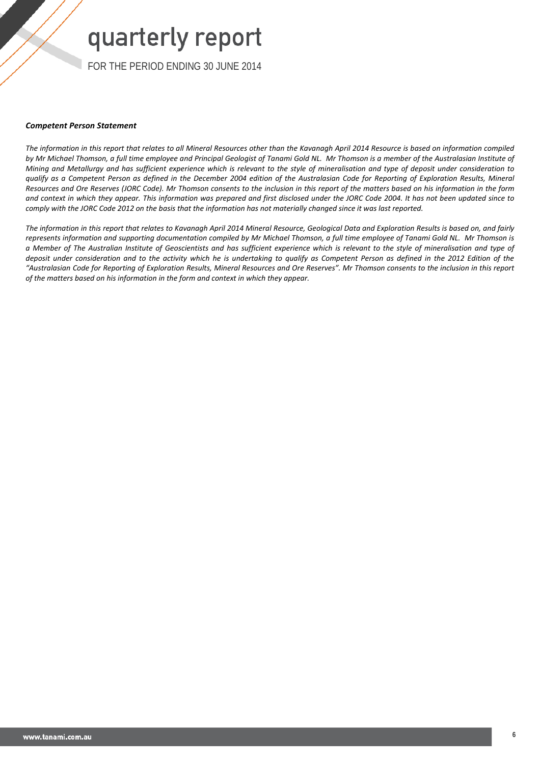***Competent Person Statement***

*The information in this report that relates to all Mineral Resources other than the Kavanagh April 2014 Resource is based on information compiled by Mr Michael Thomson, a full time employee and Principal Geologist of Tanami Gold NL. Mr Thomson is a member of the Australasian Institute of Mining and Metallurgy and has sufficient experience which is relevant to the style of mineralisation and type of deposit under consideration to qualify as a Competent Person as defined in the December 2004 edition of the Australasian Code for Reporting of Exploration Results, Mineral Resources and Ore Reserves (JORC Code). Mr Thomson consents to the inclusion in this report of the matters based on his information in the form and context in which they appear. This information was prepared and first disclosed under the JORC Code 2004. It has not been updated since to comply with the JORC Code 2012 on the basis that the information has not materially changed since it was last reported.*

*The information in this report that relates to Kavanagh April 2014 Mineral Resource, Geological Data and Exploration Results is based on, and fairly represents information and supporting documentation compiled by Mr Michael Thomson, a full time employee of Tanami Gold NL. Mr Thomson is a Member of The Australian Institute of Geoscientists and has sufficient experience which is relevant to the style of mineralisation and type of deposit under consideration and to the activity which he is undertaking to qualify as Competent Person as defined in the 2012 Edition of the "Australasian Code for Reporting of Exploration Results, Mineral Resources and Ore Reserves". Mr Thomson consents to the inclusion in this report of the matters based on his information in the form and context in which they appear.*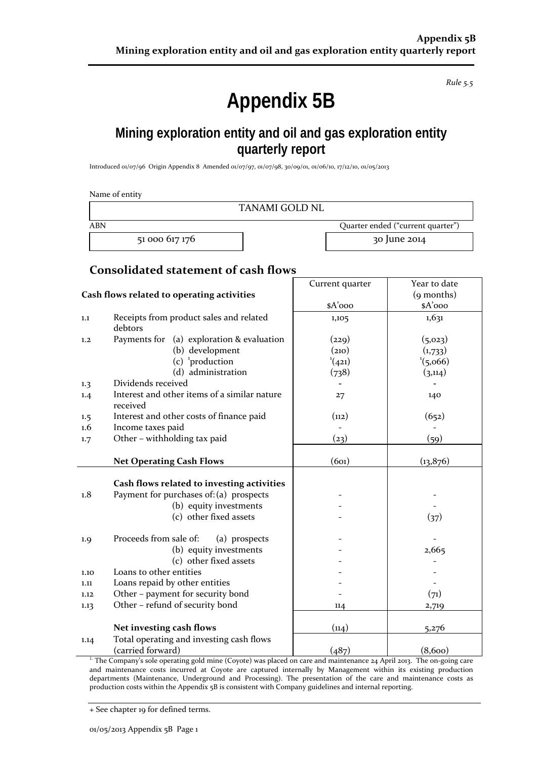*Rule 5.5*

# Appendix 5B

## Mining exploration entity and oil and gas exploration entity quarterly report

Introduced 01/07/96 Origin Appendix 8 Amended 01/07/97, 01/07/98, 30/09/01, 01/06/10, 17/12/10, 01/05/2013

Name of entity

| TANAMI GOLD NL | |
|---|---|
| **ABN** | **Quarter ended ("current quarter")** |
| 51 000 617 176 | 30 June 2014 |

## Consolidated statement of cash flows

| | Cash flows related to operating activities | Current quarter $A'000 | Year to date (9 months) $A'000 |
|---|---|---|---|
| 1.1 | Receipts from product sales and related debtors | 1,105 | 1,631 |
| 1.2 | Payments for (a) exploration & evaluation | (229) | (5,023) |
| | (b) development | (210) | (1,733) |
| | (c) [1]production | [1](421) | [1](5,066) |
| | (d) administration | (738) | (3,114) |
| 1.3 | Dividends received | - | - |
| 1.4 | Interest and other items of a similar nature received | 27 | 140 |
| 1.5 | Interest and other costs of finance paid | (112) | (652) |
| 1.6 | Income taxes paid | - | - |
| 1.7 | Other – withholding tax paid | (23) | (59) |
| | **Net Operating Cash Flows** | (601) | (13,876) |
| | **Cash flows related to investing activities** | | |
| 1.8 | Payment for purchases of: (a) prospects | - | - |
| | (b) equity investments | - | - |
| | (c) other fixed assets | - | (37) |
| 1.9 | Proceeds from sale of: (a) prospects | - | - |
| | (b) equity investments | - | 2,665 |
| | (c) other fixed assets | - | - |
| 1.10 | Loans to other entities | - | - |
| 1.11 | Loans repaid by other entities | - | - |
| 1.12 | Other – payment for security bond | - | (71) |
| 1.13 | Other – refund of security bond | 114 | 2,719 |
| | **Net investing cash flows** | (114) | 5,276 |
| 1.14 | Total operating and investing cash flows (carried forward) | (487) | (8,600) |

[1] The Company's sole operating gold mine (Coyote) was placed on care and maintenance 24 April 2013. The on-going care and maintenance costs incurred at Coyote are captured internally by Management within its existing production departments (Maintenance, Underground and Processing). The presentation of the care and maintenance costs as production costs within the Appendix 5B is consistent with Company guidelines and internal reporting.

+ See chapter 19 for defined terms.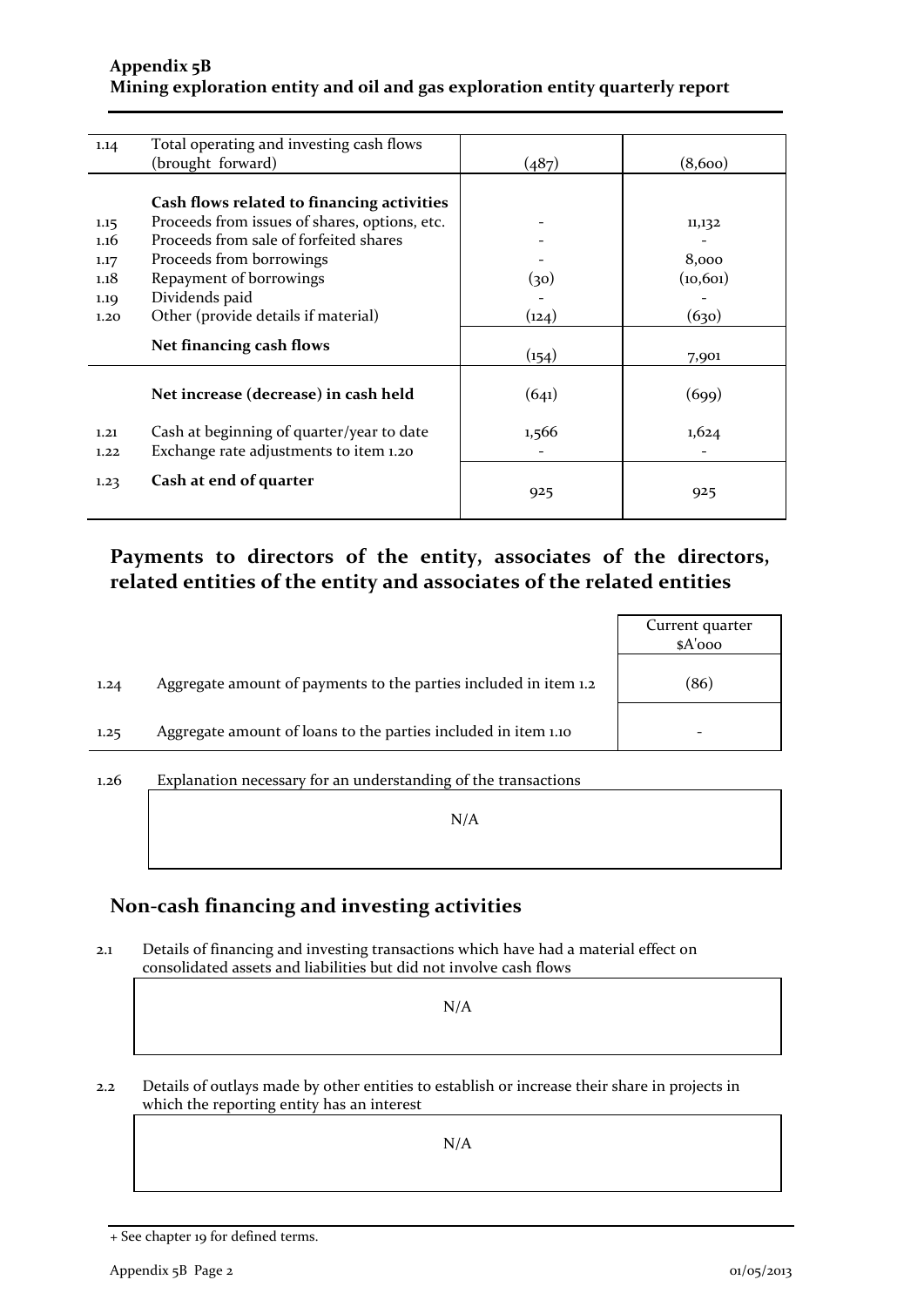**Appendix 5B**
**Mining exploration entity and oil and gas exploration entity quarterly report**

| | | | |
|---|---|---|---|
| 1.14 | Total operating and investing cash flows (brought forward) | (487) | (8,600) |
| | **Cash flows related to financing activities** | | |
| 1.15 | Proceeds from issues of shares, options, etc. | - | 11,132 |
| 1.16 | Proceeds from sale of forfeited shares | - | - |
| 1.17 | Proceeds from borrowings | - | 8,000 |
| 1.18 | Repayment of borrowings | (30) | (10,601) |
| 1.19 | Dividends paid | - | - |
| 1.20 | Other (provide details if material) | (124) | (630) |
| | **Net financing cash flows** | (154) | 7,901 |
| | **Net increase (decrease) in cash held** | (641) | (699) |
| 1.21 | Cash at beginning of quarter/year to date | 1,566 | 1,624 |
| 1.22 | Exchange rate adjustments to item 1.20 | - | - |
| 1.23 | **Cash at end of quarter** | 925 | 925 |

## Payments to directors of the entity, associates of the directors, related entities of the entity and associates of the related entities

| | | Current quarter $A'000 |
|---|---|---|
| 1.24 | Aggregate amount of payments to the parties included in item 1.2 | (86) |
| 1.25 | Aggregate amount of loans to the parties included in item 1.10 | - |

1.26 Explanation necessary for an understanding of the transactions

N/A

## Non-cash financing and investing activities

2.1 Details of financing and investing transactions which have had a material effect on consolidated assets and liabilities but did not involve cash flows

N/A

2.2 Details of outlays made by other entities to establish or increase their share in projects in which the reporting entity has an interest

N/A

+ See chapter 19 for defined terms.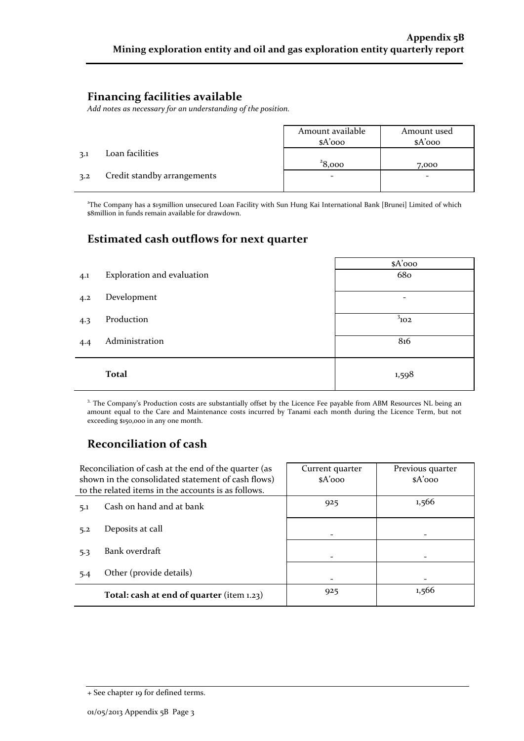## Financing facilities available

*Add notes as necessary for an understanding of the position.*

| | | Amount available $A'000 | Amount used $A'000 |
|---|---|---|---|
| 3.1 | Loan facilities | [2]8,000 | 7,000 |
| 3.2 | Credit standby arrangements | - | - |

[2]The Company has a $15million unsecured Loan Facility with Sun Hung Kai International Bank [Brunei] Limited of which $8million in funds remain available for drawdown.

## Estimated cash outflows for next quarter

| | | $A'000 |
|---|---|---|
| 4.1 | Exploration and evaluation | 680 |
| 4.2 | Development | - |
| 4.3 | Production | [3]102 |
| 4.4 | Administration | 816 |
| | **Total** | 1,598 |

[3] The Company's Production costs are substantially offset by the Licence Fee payable from ABM Resources NL being an amount equal to the Care and Maintenance costs incurred by Tanami each month during the Licence Term, but not exceeding $150,000 in any one month.

## Reconciliation of cash

| Reconciliation of cash at the end of the quarter (as shown in the consolidated statement of cash flows) to the related items in the accounts is as follows. | | Current quarter $A'000 | Previous quarter $A'000 |
|---|---|---|---|
| 5.1 | Cash on hand and at bank | 925 | 1,566 |
| 5.2 | Deposits at call | - | - |
| 5.3 | Bank overdraft | - | - |
| 5.4 | Other (provide details) | - | - |
| | **Total: cash at end of quarter** (item 1.23) | 925 | 1,566 |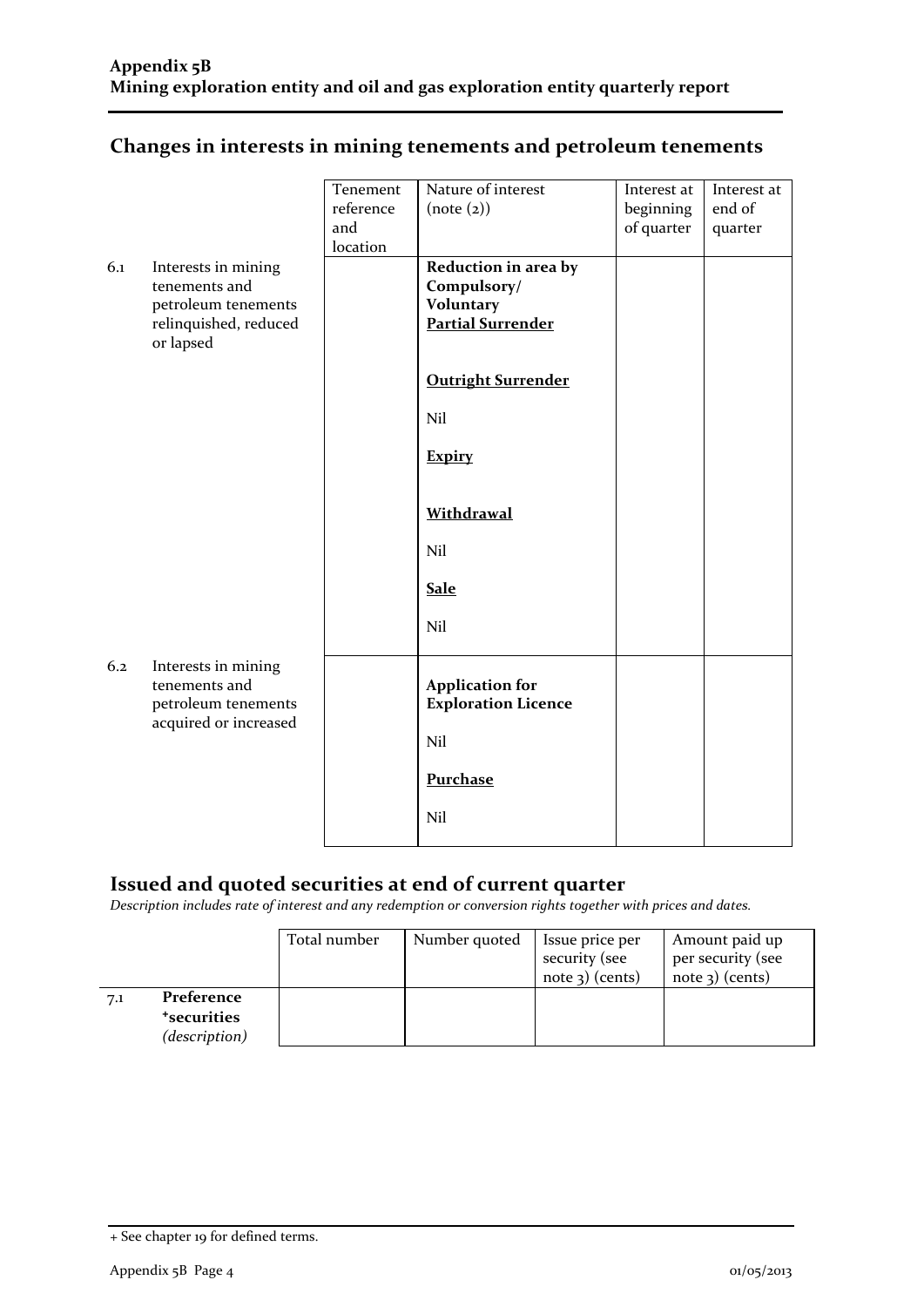## Changes in interests in mining tenements and petroleum tenements

| | | Tenement reference and location | Nature of interest (note (2)) | Interest at beginning of quarter | Interest at end of quarter |
|---|---|---|---|---|---|
| 6.1 | Interests in mining tenements and petroleum tenements relinquished, reduced or lapsed | | **Reduction in area by Compulsory/ Voluntary** **<u>Partial Surrender</u>**<br><br>**<u>Outright Surrender</u>**<br><br>Nil<br><br>**<u>Expiry</u>**<br><br>**<u>Withdrawal</u>**<br><br>Nil<br><br>**<u>Sale</u>**<br><br>Nil | | |
| 6.2 | Interests in mining tenements and petroleum tenements acquired or increased | | **Application for Exploration Licence**<br><br>Nil<br><br>**<u>Purchase</u>**<br><br>Nil | | |

## Issued and quoted securities at end of current quarter

*Description includes rate of interest and any redemption or conversion rights together with prices and dates.*

| | | Total number | Number quoted | Issue price per security (see note 3) (cents) | Amount paid up per security (see note 3) (cents) |
|---|---|---|---|---|---|
| 7.1 | **Preference +securities** *(description)* | | | | |

+ See chapter 19 for defined terms.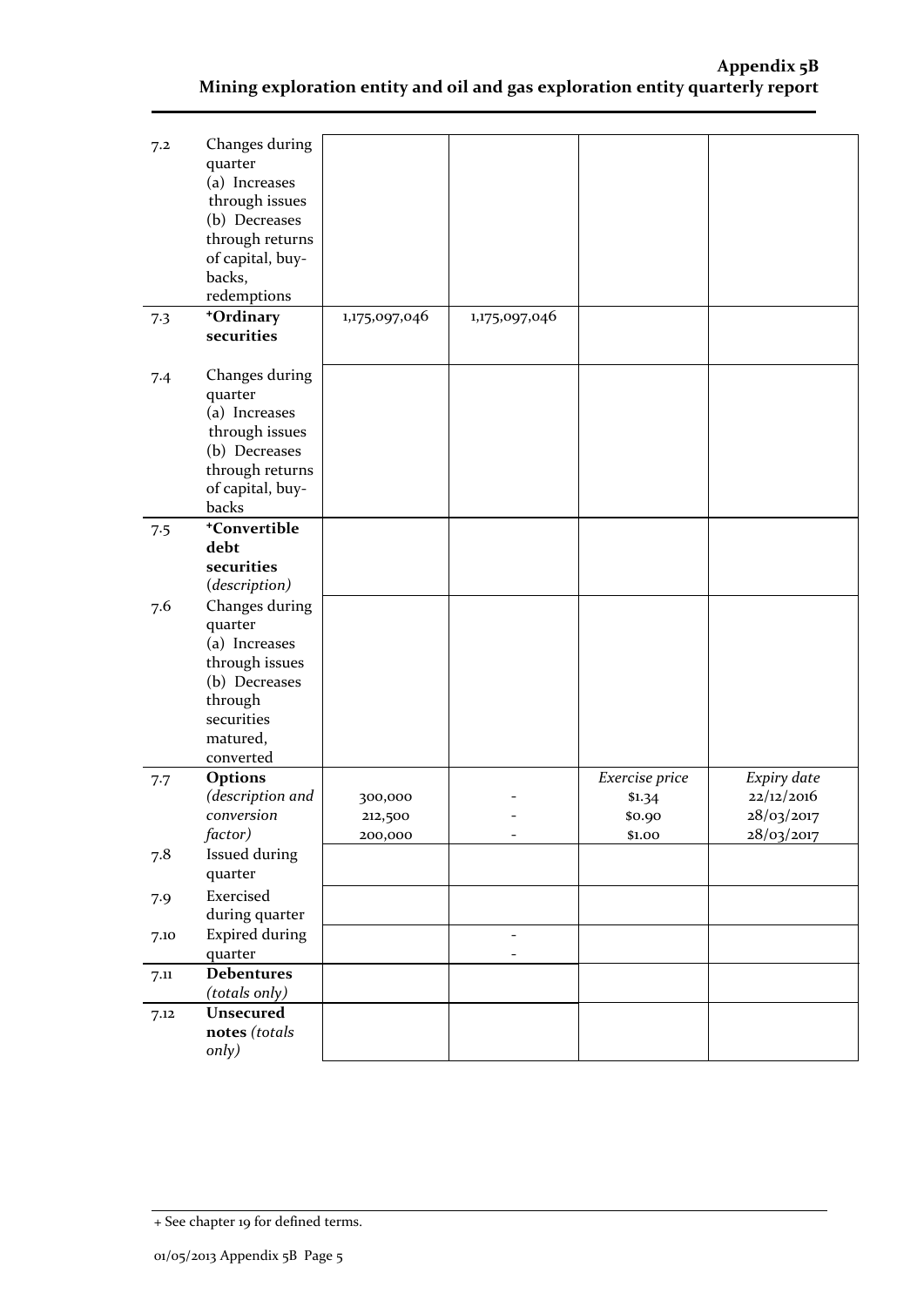| | | | | | |
|---|---|---|---|---|---|
| 7.2 | Changes during quarter (a) Increases through issues (b) Decreases through returns of capital, buy-backs, redemptions | | | | |
| 7.3 | **+Ordinary securities** | 1,175,097,046 | 1,175,097,046 | | |
| 7.4 | Changes during quarter (a) Increases through issues (b) Decreases through returns of capital, buy-backs | | | | |
| 7.5 | **+Convertible debt securities** *(description)* | | | | |
| 7.6 | Changes during quarter (a) Increases through issues (b) Decreases through securities matured, converted | | | | |
| 7.7 | **Options** *(description and conversion factor)* | 300,000<br>212,500<br>200,000 | -<br>-<br>- | *Exercise price*<br>\$1.34<br>\$0.90<br>\$1.00 | *Expiry date*<br>22/12/2016<br>28/03/2017<br>28/03/2017 |
| 7.8 | Issued during quarter | | | | |
| 7.9 | Exercised during quarter | | | | |
| 7.10 | Expired during quarter | | -<br>- | | |
| 7.11 | **Debentures** *(totals only)* | | | | |
| 7.12 | **Unsecured notes** *(totals only)* | | | | |

+ See chapter 19 for defined terms.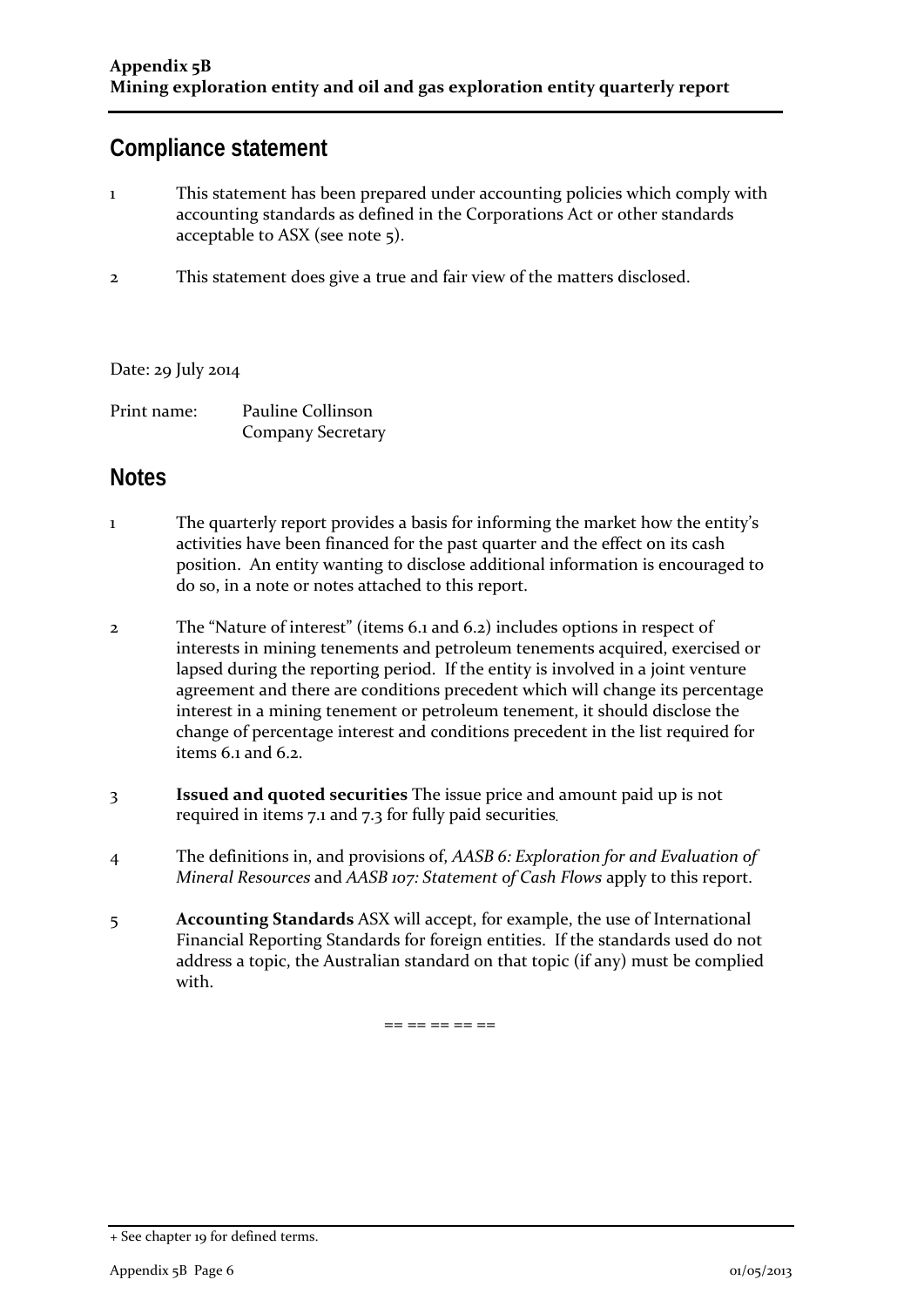## Compliance statement

1 This statement has been prepared under accounting policies which comply with accounting standards as defined in the Corporations Act or other standards acceptable to ASX (see note 5).

2 This statement does give a true and fair view of the matters disclosed.

Date: 29 July 2014

Print name: Pauline Collinson
Company Secretary

## Notes

1 The quarterly report provides a basis for informing the market how the entity's activities have been financed for the past quarter and the effect on its cash position. An entity wanting to disclose additional information is encouraged to do so, in a note or notes attached to this report.

2 The "Nature of interest" (items 6.1 and 6.2) includes options in respect of interests in mining tenements and petroleum tenements acquired, exercised or lapsed during the reporting period. If the entity is involved in a joint venture agreement and there are conditions precedent which will change its percentage interest in a mining tenement or petroleum tenement, it should disclose the change of percentage interest and conditions precedent in the list required for items 6.1 and 6.2.

3 **Issued and quoted securities** The issue price and amount paid up is not required in items 7.1 and 7.3 for fully paid securities.

4 The definitions in, and provisions of, *AASB 6: Exploration for and Evaluation of Mineral Resources* and *AASB 107: Statement of Cash Flows* apply to this report.

5 **Accounting Standards** ASX will accept, for example, the use of International Financial Reporting Standards for foreign entities. If the standards used do not address a topic, the Australian standard on that topic (if any) must be complied with.

== == == == ==

+ See chapter 19 for defined terms.